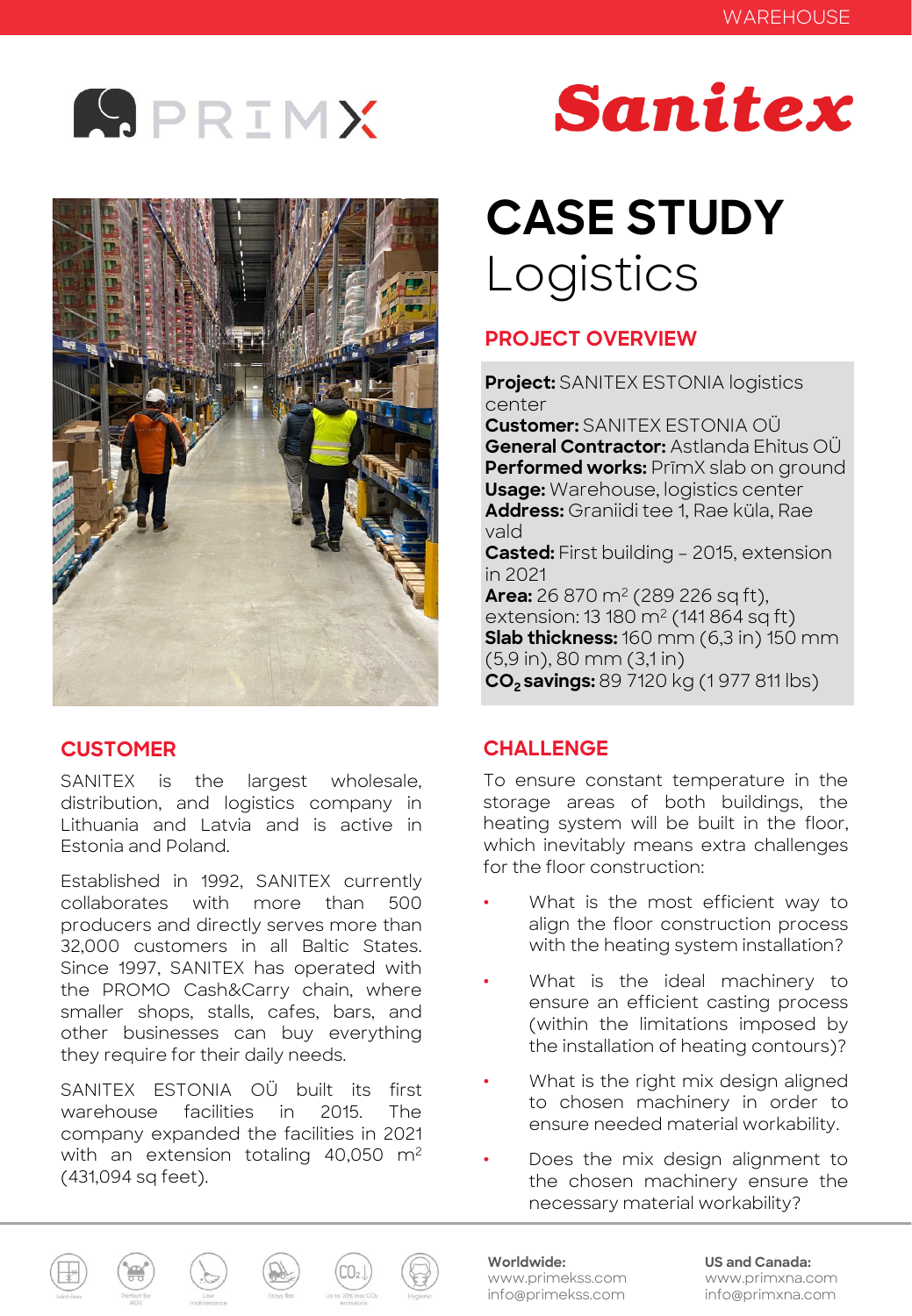WAREHOUSE

PRIMX

Sanitex

# CASE STUDY
# Logistics

## PROJECT OVERVIEW

**Project:** SANITEX ESTONIA logistics center
**Customer:** SANITEX ESTONIA OÜ
**General Contractor:** Astlanda Ehitus OÜ
**Performed works:** PrīmX slab on ground
**Usage:** Warehouse, logistics center
**Address:** Graniidi tee 1, Rae küla, Rae vald
**Casted:** First building – 2015, extension in 2021
**Area:** 26 870 m$^2$ (289 226 sq ft), extension: 13 180 m$^2$ (141 864 sq ft)
**Slab thickness:** 160 mm (6,3 in) 150 mm (5,9 in), 80 mm (3,1 in)
**$CO_2$ savings:** 89 7120 kg (1 977 811 lbs)

## CUSTOMER

SANITEX is the largest wholesale, distribution, and logistics company in Lithuania and Latvia and is active in Estonia and Poland.

Established in 1992, SANITEX currently collaborates with more than 500 producers and directly serves more than 32,000 customers in all Baltic States. Since 1997, SANITEX has operated with the PROMO Cash&Carry chain, where smaller shops, stalls, cafes, bars, and other businesses can buy everything they require for their daily needs.

SANITEX ESTONIA OÜ built its first warehouse facilities in 2015. The company expanded the facilities in 2021 with an extension totaling 40,050 m$^2$ (431,094 sq feet).

## CHALLENGE

To ensure constant temperature in the storage areas of both buildings, the heating system will be built in the floor, which inevitably means extra challenges for the floor construction:

- What is the most efficient way to align the floor construction process with the heating system installation?
- What is the ideal machinery to ensure an efficient casting process (within the limitations imposed by the installation of heating contours)?
- What is the right mix design aligned to chosen machinery in order to ensure needed material workability.
- Does the mix design alignment to the chosen machinery ensure the necessary material workability?

Joint-less | Perfect for AGV | Low maintenance | Stays flat | Up to 70% less $CO_2$ emissions | Hygienic

**Worldwide:**
www.primekss.com
info@primekss.com

**US and Canada:**
www.primxna.com
info@primxna.com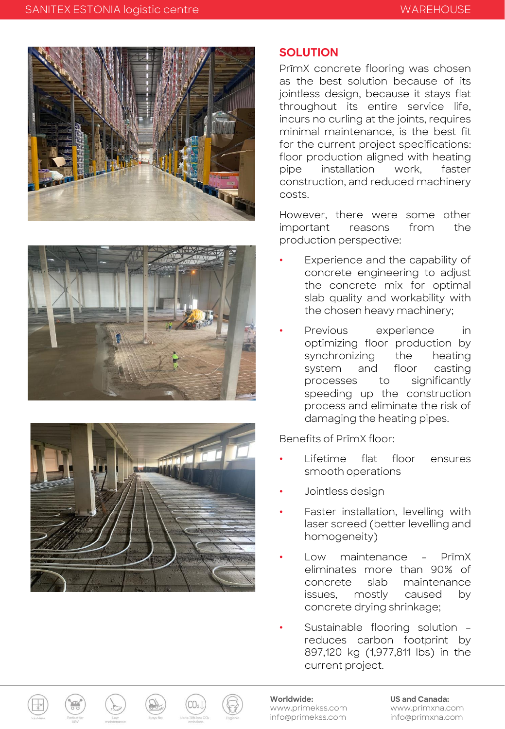## SOLUTION

PrīmX concrete flooring was chosen as the best solution because of its jointless design, because it stays flat throughout its entire service life, incurs no curling at the joints, requires minimal maintenance, is the best fit for the current project specifications: floor production aligned with heating pipe installation work, faster construction, and reduced machinery costs.

However, there were some other important reasons from the production perspective:

- Experience and the capability of concrete engineering to adjust the concrete mix for optimal slab quality and workability with the chosen heavy machinery;
- Previous experience in optimizing floor production by synchronizing the heating system and floor casting processes to significantly speeding up the construction process and eliminate the risk of damaging the heating pipes.

Benefits of PrīmX floor:

- Lifetime flat floor ensures smooth operations
- Jointless design
- Faster installation, levelling with laser screed (better levelling and homogeneity)
- Low maintenance – PrīmX eliminates more than 90% of concrete slab maintenance issues, mostly caused by concrete drying shrinkage;
- Sustainable flooring solution – reduces carbon footprint by 897,120 kg (1,977,811 lbs) in the current project.

**Worldwide:**
www.primekss.com
info@primekss.com

**US and Canada:**
www.primxna.com
info@primxna.com